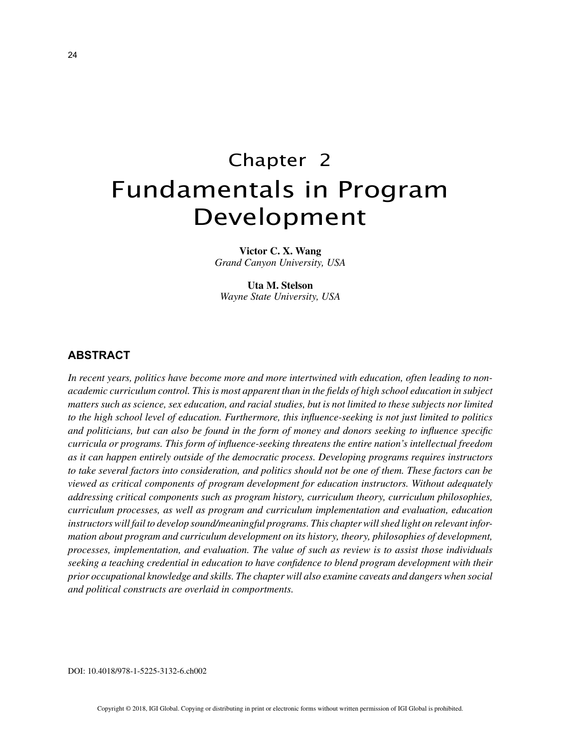# Chapter 2
# Fundamentals in Program Development

**Victor C. X. Wang**
*Grand Canyon University, USA*

**Uta M. Stelson**
*Wayne State University, USA*

## ABSTRACT

*In recent years, politics have become more and more intertwined with education, often leading to non-academic curriculum control. This is most apparent than in the fields of high school education in subject matters such as science, sex education, and racial studies, but is not limited to these subjects nor limited to the high school level of education. Furthermore, this influence-seeking is not just limited to politics and politicians, but can also be found in the form of money and donors seeking to influence specific curricula or programs. This form of influence-seeking threatens the entire nation's intellectual freedom as it can happen entirely outside of the democratic process. Developing programs requires instructors to take several factors into consideration, and politics should not be one of them. These factors can be viewed as critical components of program development for education instructors. Without adequately addressing critical components such as program history, curriculum theory, curriculum philosophies, curriculum processes, as well as program and curriculum implementation and evaluation, education instructors will fail to develop sound/meaningful programs. This chapter will shed light on relevant information about program and curriculum development on its history, theory, philosophies of development, processes, implementation, and evaluation. The value of such as review is to assist those individuals seeking a teaching credential in education to have confidence to blend program development with their prior occupational knowledge and skills. The chapter will also examine caveats and dangers when social and political constructs are overlaid in comportments.*

DOI: 10.4018/978-1-5225-3132-6.ch002

Copyright © 2018, IGI Global. Copying or distributing in print or electronic forms without written permission of IGI Global is prohibited.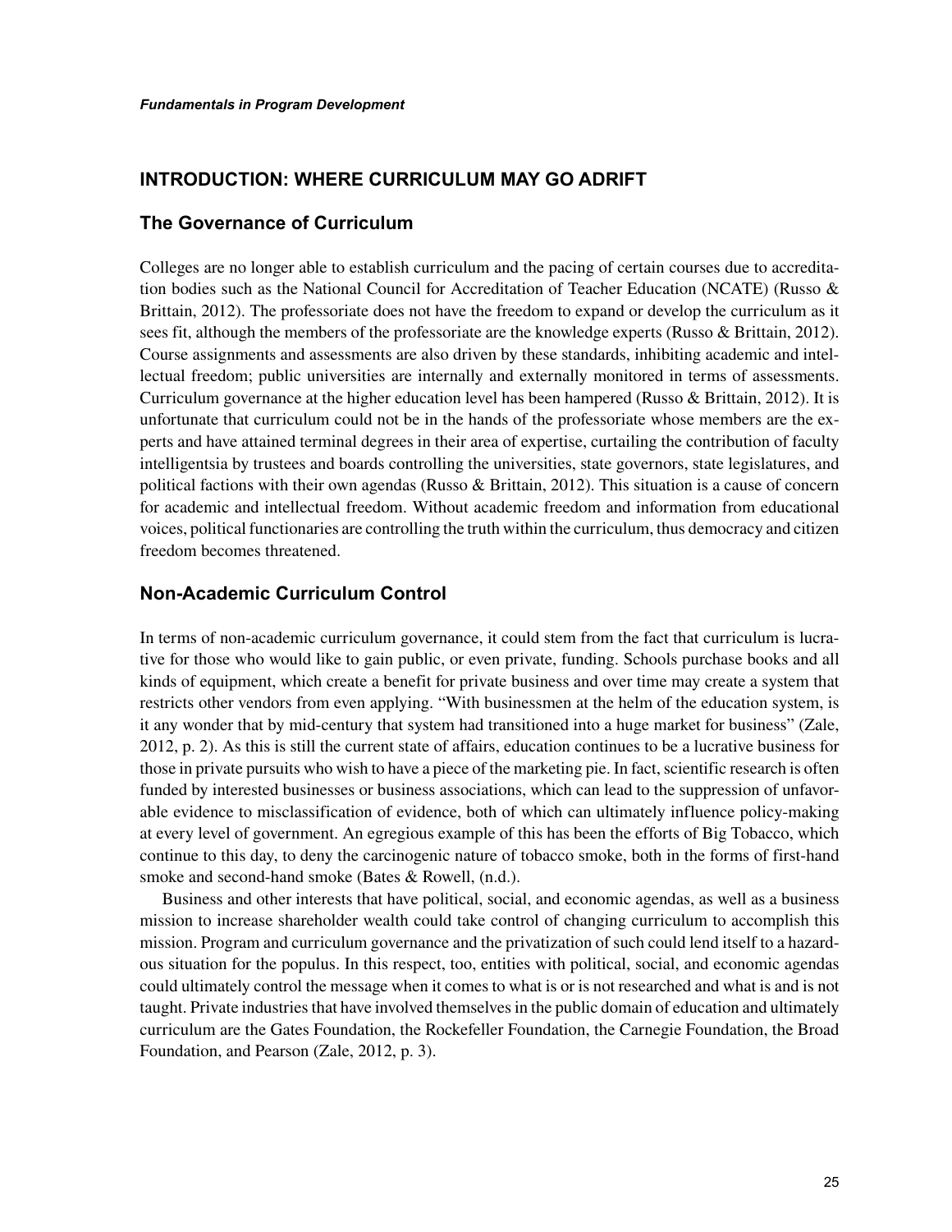## INTRODUCTION: WHERE CURRICULUM MAY GO ADRIFT

### The Governance of Curriculum

Colleges are no longer able to establish curriculum and the pacing of certain courses due to accreditation bodies such as the National Council for Accreditation of Teacher Education (NCATE) (Russo & Brittain, 2012). The professoriate does not have the freedom to expand or develop the curriculum as it sees fit, although the members of the professoriate are the knowledge experts (Russo & Brittain, 2012). Course assignments and assessments are also driven by these standards, inhibiting academic and intellectual freedom; public universities are internally and externally monitored in terms of assessments. Curriculum governance at the higher education level has been hampered (Russo & Brittain, 2012). It is unfortunate that curriculum could not be in the hands of the professoriate whose members are the experts and have attained terminal degrees in their area of expertise, curtailing the contribution of faculty intelligentsia by trustees and boards controlling the universities, state governors, state legislatures, and political factions with their own agendas (Russo & Brittain, 2012). This situation is a cause of concern for academic and intellectual freedom. Without academic freedom and information from educational voices, political functionaries are controlling the truth within the curriculum, thus democracy and citizen freedom becomes threatened.

### Non-Academic Curriculum Control

In terms of non-academic curriculum governance, it could stem from the fact that curriculum is lucrative for those who would like to gain public, or even private, funding. Schools purchase books and all kinds of equipment, which create a benefit for private business and over time may create a system that restricts other vendors from even applying. "With businessmen at the helm of the education system, is it any wonder that by mid-century that system had transitioned into a huge market for business" (Zale, 2012, p. 2). As this is still the current state of affairs, education continues to be a lucrative business for those in private pursuits who wish to have a piece of the marketing pie. In fact, scientific research is often funded by interested businesses or business associations, which can lead to the suppression of unfavorable evidence to misclassification of evidence, both of which can ultimately influence policy-making at every level of government. An egregious example of this has been the efforts of Big Tobacco, which continue to this day, to deny the carcinogenic nature of tobacco smoke, both in the forms of first-hand smoke and second-hand smoke (Bates & Rowell, (n.d.).

Business and other interests that have political, social, and economic agendas, as well as a business mission to increase shareholder wealth could take control of changing curriculum to accomplish this mission. Program and curriculum governance and the privatization of such could lend itself to a hazardous situation for the populus. In this respect, too, entities with political, social, and economic agendas could ultimately control the message when it comes to what is or is not researched and what is and is not taught. Private industries that have involved themselves in the public domain of education and ultimately curriculum are the Gates Foundation, the Rockefeller Foundation, the Carnegie Foundation, the Broad Foundation, and Pearson (Zale, 2012, p. 3).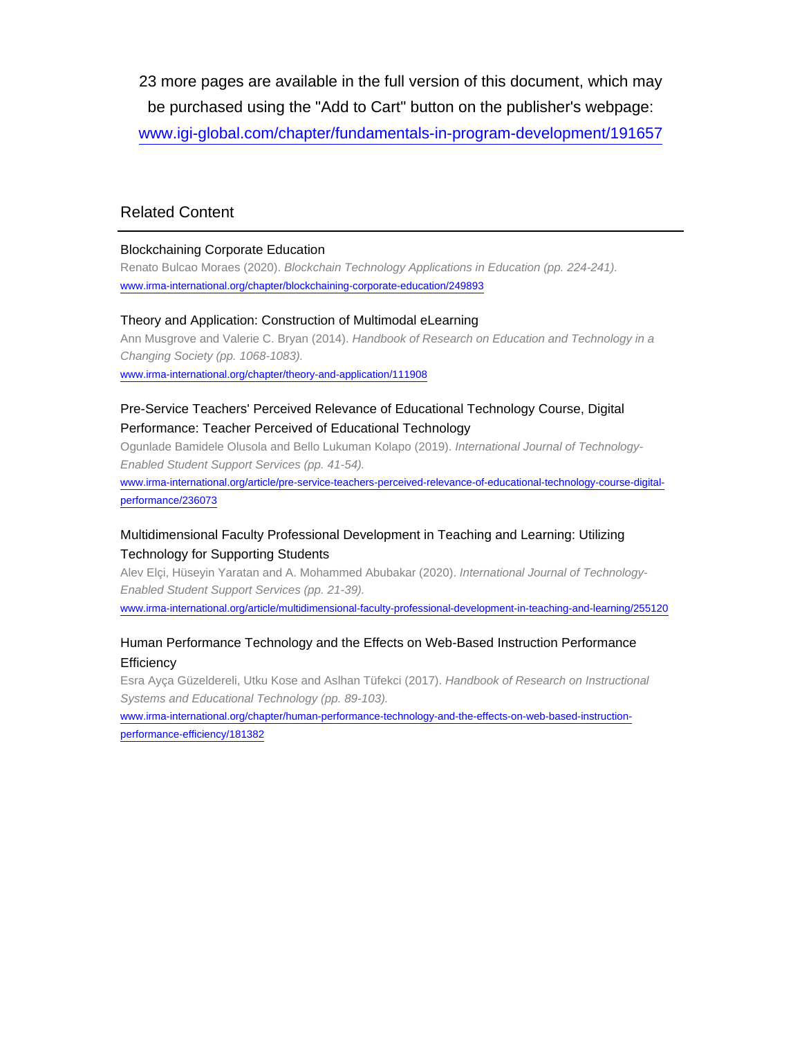23 more pages are available in the full version of this document, which may be purchased using the "Add to Cart" button on the publisher's webpage: www.igi-global.com/chapter/fundamentals-in-program-development/191657

## Related Content

Blockchaining Corporate Education
Renato Bulcao Moraes (2020). *Blockchain Technology Applications in Education (pp. 224-241).*
www.irma-international.org/chapter/blockchaining-corporate-education/249893

Theory and Application: Construction of Multimodal eLearning
Ann Musgrove and Valerie C. Bryan (2014). *Handbook of Research on Education and Technology in a Changing Society (pp. 1068-1083).*
www.irma-international.org/chapter/theory-and-application/111908

Pre-Service Teachers' Perceived Relevance of Educational Technology Course, Digital Performance: Teacher Perceived of Educational Technology
Ogunlade Bamidele Olusola and Bello Lukuman Kolapo (2019). *International Journal of Technology-Enabled Student Support Services (pp. 41-54).*
www.irma-international.org/article/pre-service-teachers-perceived-relevance-of-educational-technology-course-digital-performance/236073

Multidimensional Faculty Professional Development in Teaching and Learning: Utilizing Technology for Supporting Students
Alev Elçi, Hüseyin Yaratan and A. Mohammed Abubakar (2020). *International Journal of Technology-Enabled Student Support Services (pp. 21-39).*
www.irma-international.org/article/multidimensional-faculty-professional-development-in-teaching-and-learning/255120

Human Performance Technology and the Effects on Web-Based Instruction Performance Efficiency
Esra Ayça Güzeldereli, Utku Kose and Aslhan Tüfekci (2017). *Handbook of Research on Instructional Systems and Educational Technology (pp. 89-103).*
www.irma-international.org/chapter/human-performance-technology-and-the-effects-on-web-based-instruction-performance-efficiency/181382